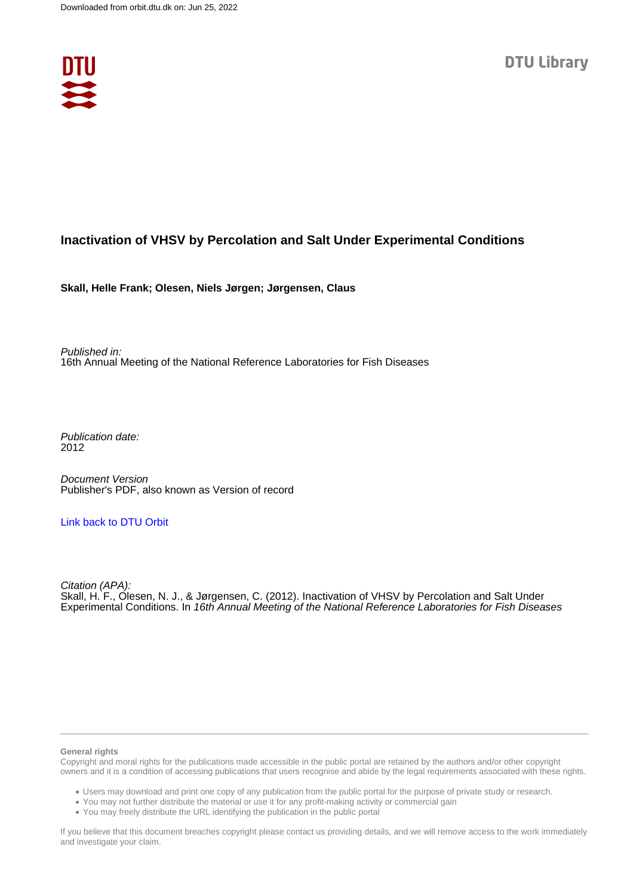# Inactivation of VHSV by Percolation and Salt Under Experimental Conditions

**Skall, Helle Frank; Olesen, Niels Jørgen; Jørgensen, Claus**

*Published in:*
16th Annual Meeting of the National Reference Laboratories for Fish Diseases

*Publication date:*
2012

*Document Version*
Publisher's PDF, also known as Version of record

[Link back to DTU Orbit]

*Citation (APA):*
Skall, H. F., Olesen, N. J., & Jørgensen, C. (2012). Inactivation of VHSV by Percolation and Salt Under Experimental Conditions. In *16th Annual Meeting of the National Reference Laboratories for Fish Diseases*

**General rights**

Copyright and moral rights for the publications made accessible in the public portal are retained by the authors and/or other copyright owners and it is a condition of accessing publications that users recognise and abide by the legal requirements associated with these rights.

- Users may download and print one copy of any publication from the public portal for the purpose of private study or research.
- You may not further distribute the material or use it for any profit-making activity or commercial gain
- You may freely distribute the URL identifying the publication in the public portal

If you believe that this document breaches copyright please contact us providing details, and we will remove access to the work immediately and investigate your claim.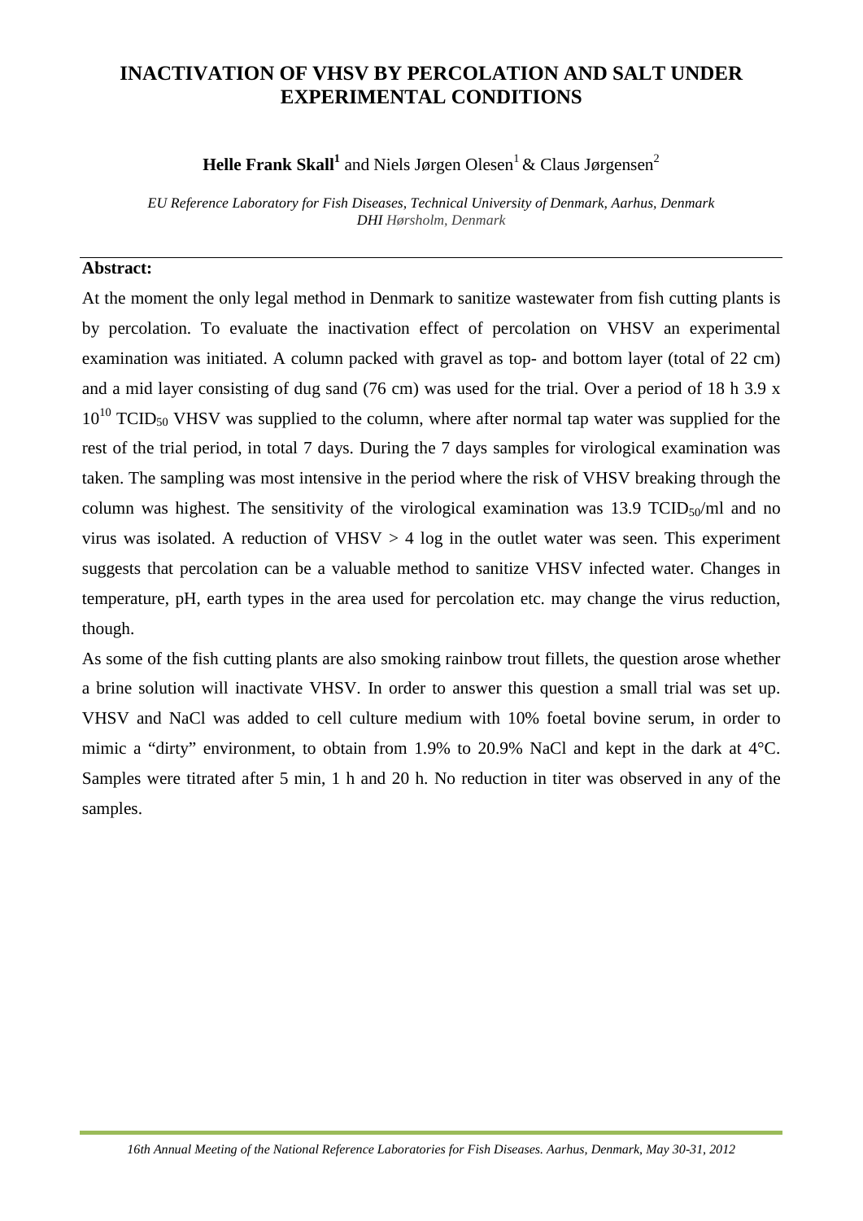# INACTIVATION OF VHSV BY PERCOLATION AND SALT UNDER EXPERIMENTAL CONDITIONS

**Helle Frank Skall[1]** and Niels Jørgen Olesen[1] & Claus Jørgensen[2]

*EU Reference Laboratory for Fish Diseases, Technical University of Denmark, Aarhus, Denmark*
*DHI Hørsholm, Denmark*

**Abstract:**

At the moment the only legal method in Denmark to sanitize wastewater from fish cutting plants is by percolation. To evaluate the inactivation effect of percolation on VHSV an experimental examination was initiated. A column packed with gravel as top- and bottom layer (total of 22 cm) and a mid layer consisting of dug sand (76 cm) was used for the trial. Over a period of 18 h 3.9 x $10^{10}$ $TCID_{50}$ VHSV was supplied to the column, where after normal tap water was supplied for the rest of the trial period, in total 7 days. During the 7 days samples for virological examination was taken. The sampling was most intensive in the period where the risk of VHSV breaking through the column was highest. The sensitivity of the virological examination was 13.9 $TCID_{50}$/ml and no virus was isolated. A reduction of VHSV > 4 log in the outlet water was seen. This experiment suggests that percolation can be a valuable method to sanitize VHSV infected water. Changes in temperature, pH, earth types in the area used for percolation etc. may change the virus reduction, though.

As some of the fish cutting plants are also smoking rainbow trout fillets, the question arose whether a brine solution will inactivate VHSV. In order to answer this question a small trial was set up. VHSV and NaCl was added to cell culture medium with 10% foetal bovine serum, in order to mimic a "dirty" environment, to obtain from 1.9% to 20.9% NaCl and kept in the dark at 4°C. Samples were titrated after 5 min, 1 h and 20 h. No reduction in titer was observed in any of the samples.